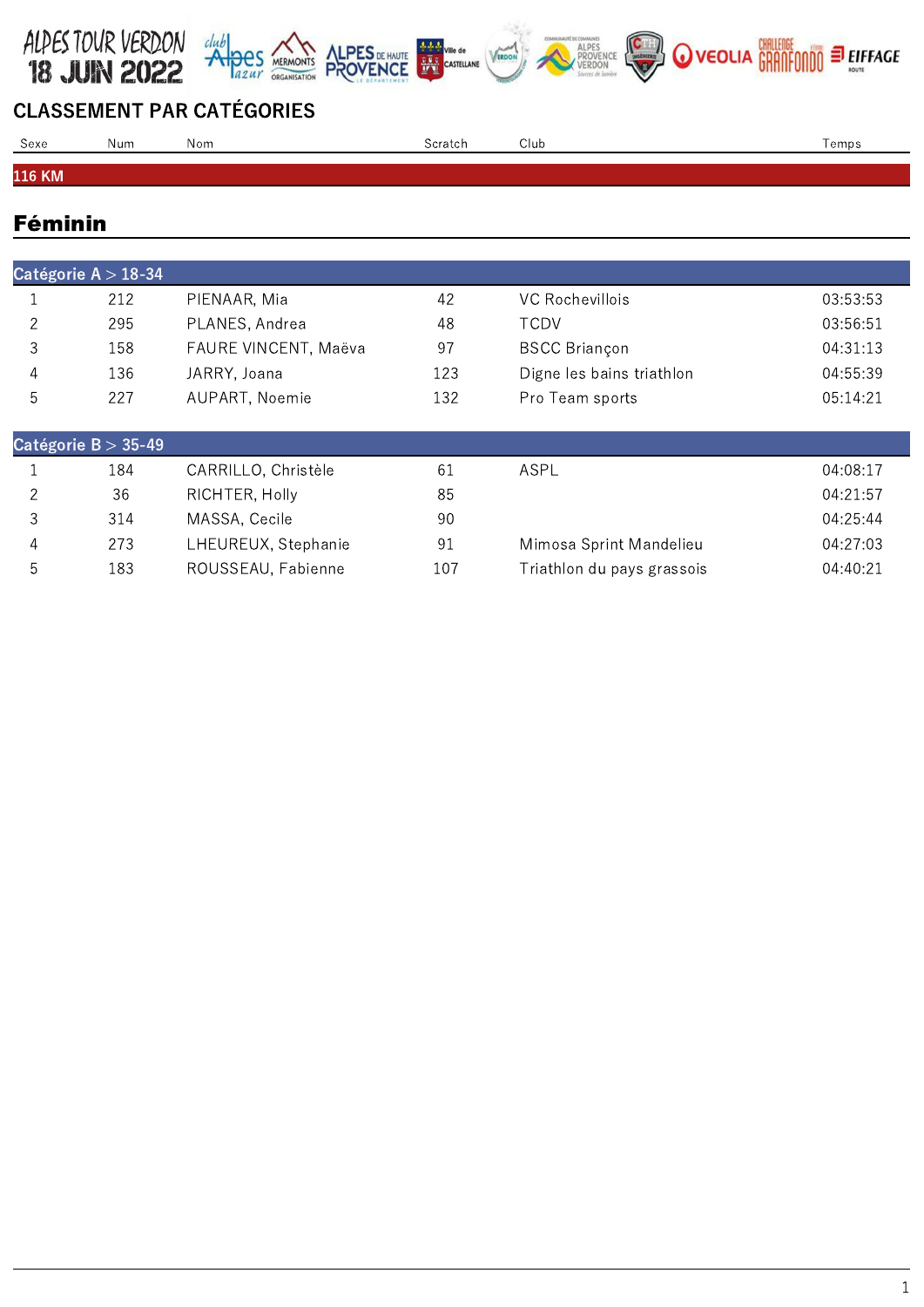ALPES TOUR VERDON 18 JUIN 2022

## CLASSEMENT PAR CATÉGORIES

| Sexe | Num | Nom | Scratch | Club | Temps |
|---|---|---|---|---|---|
| **116 KM** | | | | | |

### Féminin

| Sexe | Num | Nom | Scratch | Club | Temps |
|---|---|---|---|---|---|
| **Catégorie A > 18-34** | | | | | |
| 1 | 212 | PIENAAR, Mia | 42 | VC Rochevillois | 03:53:53 |
| 2 | 295 | PLANES, Andrea | 48 | TCDV | 03:56:51 |
| 3 | 158 | FAURE VINCENT, Maëva | 97 | BSCC Briançon | 04:31:13 |
| 4 | 136 | JARRY, Joana | 123 | Digne les bains triathlon | 04:55:39 |
| 5 | 227 | AUPART, Noemie | 132 | Pro Team sports | 05:14:21 |
| **Catégorie B > 35-49** | | | | | |
| 1 | 184 | CARRILLO, Christèle | 61 | ASPL | 04:08:17 |
| 2 | 36 | RICHTER, Holly | 85 | | 04:21:57 |
| 3 | 314 | MASSA, Cecile | 90 | | 04:25:44 |
| 4 | 273 | LHEUREUX, Stephanie | 91 | Mimosa Sprint Mandelieu | 04:27:03 |
| 5 | 183 | ROUSSEAU, Fabienne | 107 | Triathlon du pays grassois | 04:40:21 |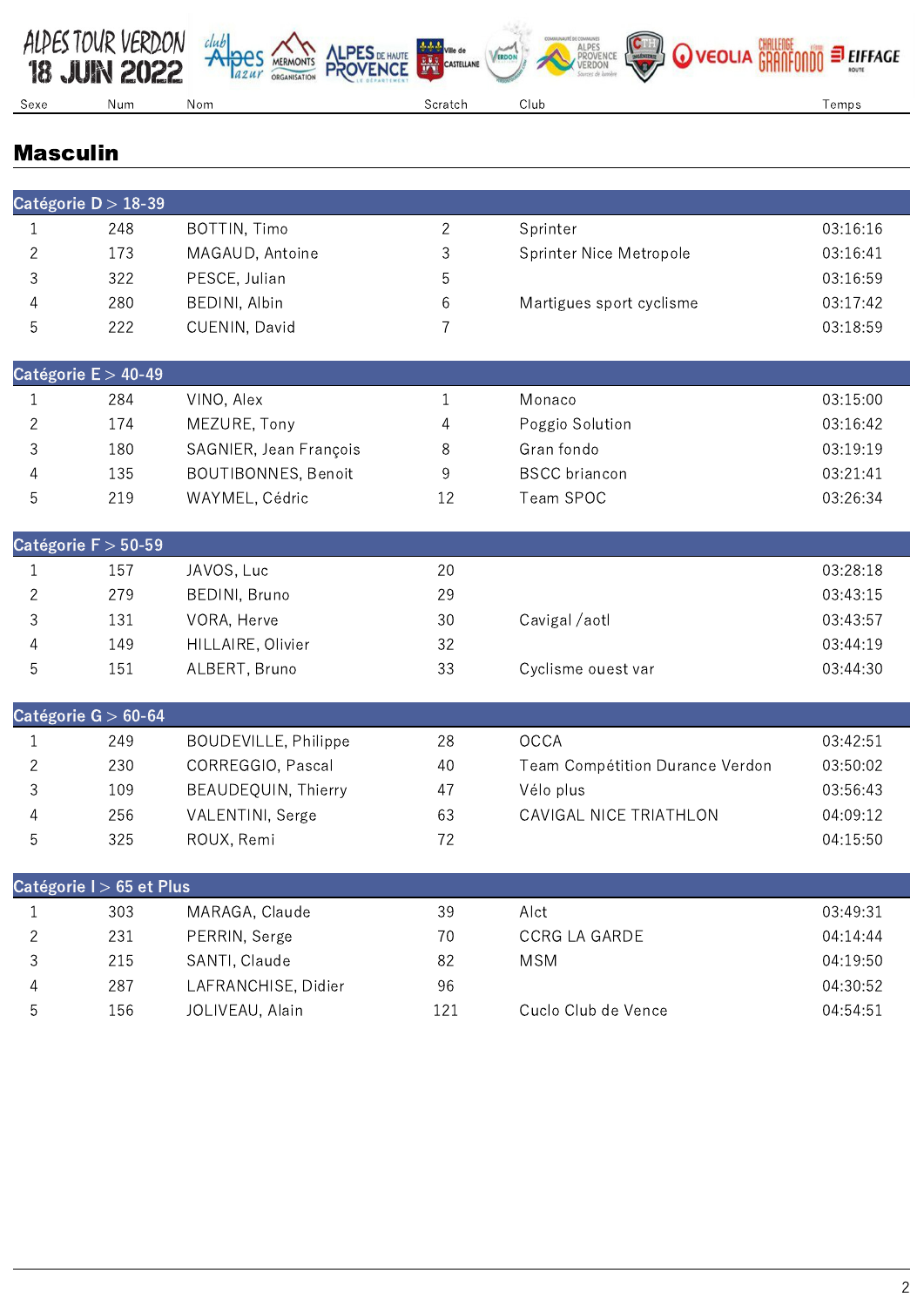ALPES TOUR VERDON 18 JUIN 2022

## Masculin

| Sexe | Num | Nom | Scratch | Club | Temps |
|---|---|---|---|---|---|
| **Catégorie D > 18-39** | | | | | |
| 1 | 248 | BOTTIN, Timo | 2 | Sprinter | 03:16:16 |
| 2 | 173 | MAGAUD, Antoine | 3 | Sprinter Nice Metropole | 03:16:41 |
| 3 | 322 | PESCE, Julian | 5 | | 03:16:59 |
| 4 | 280 | BEDINI, Albin | 6 | Martigues sport cyclisme | 03:17:42 |
| 5 | 222 | CUENIN, David | 7 | | 03:18:59 |
| **Catégorie E > 40-49** | | | | | |
| 1 | 284 | VINO, Alex | 1 | Monaco | 03:15:00 |
| 2 | 174 | MEZURE, Tony | 4 | Poggio Solution | 03:16:42 |
| 3 | 180 | SAGNIER, Jean François | 8 | Gran fondo | 03:19:19 |
| 4 | 135 | BOUTIBONNES, Benoit | 9 | BSCC briancon | 03:21:41 |
| 5 | 219 | WAYMEL, Cédric | 12 | Team SPOC | 03:26:34 |
| **Catégorie F > 50-59** | | | | | |
| 1 | 157 | JAVOS, Luc | 20 | | 03:28:18 |
| 2 | 279 | BEDINI, Bruno | 29 | | 03:43:15 |
| 3 | 131 | VORA, Herve | 30 | Cavigal /aotl | 03:43:57 |
| 4 | 149 | HILLAIRE, Olivier | 32 | | 03:44:19 |
| 5 | 151 | ALBERT, Bruno | 33 | Cyclisme ouest var | 03:44:30 |
| **Catégorie G > 60-64** | | | | | |
| 1 | 249 | BOUDEVILLE, Philippe | 28 | OCCA | 03:42:51 |
| 2 | 230 | CORREGGIO, Pascal | 40 | Team Compétition Durance Verdon | 03:50:02 |
| 3 | 109 | BEAUDEQUIN, Thierry | 47 | Vélo plus | 03:56:43 |
| 4 | 256 | VALENTINI, Serge | 63 | CAVIGAL NICE TRIATHLON | 04:09:12 |
| 5 | 325 | ROUX, Remi | 72 | | 04:15:50 |
| **Catégorie I > 65 et Plus** | | | | | |
| 1 | 303 | MARAGA, Claude | 39 | Alct | 03:49:31 |
| 2 | 231 | PERRIN, Serge | 70 | CCRG LA GARDE | 04:14:44 |
| 3 | 215 | SANTI, Claude | 82 | MSM | 04:19:50 |
| 4 | 287 | LAFRANCHISE, Didier | 96 | | 04:30:52 |
| 5 | 156 | JOLIVEAU, Alain | 121 | Cuclo Club de Vence | 04:54:51 |